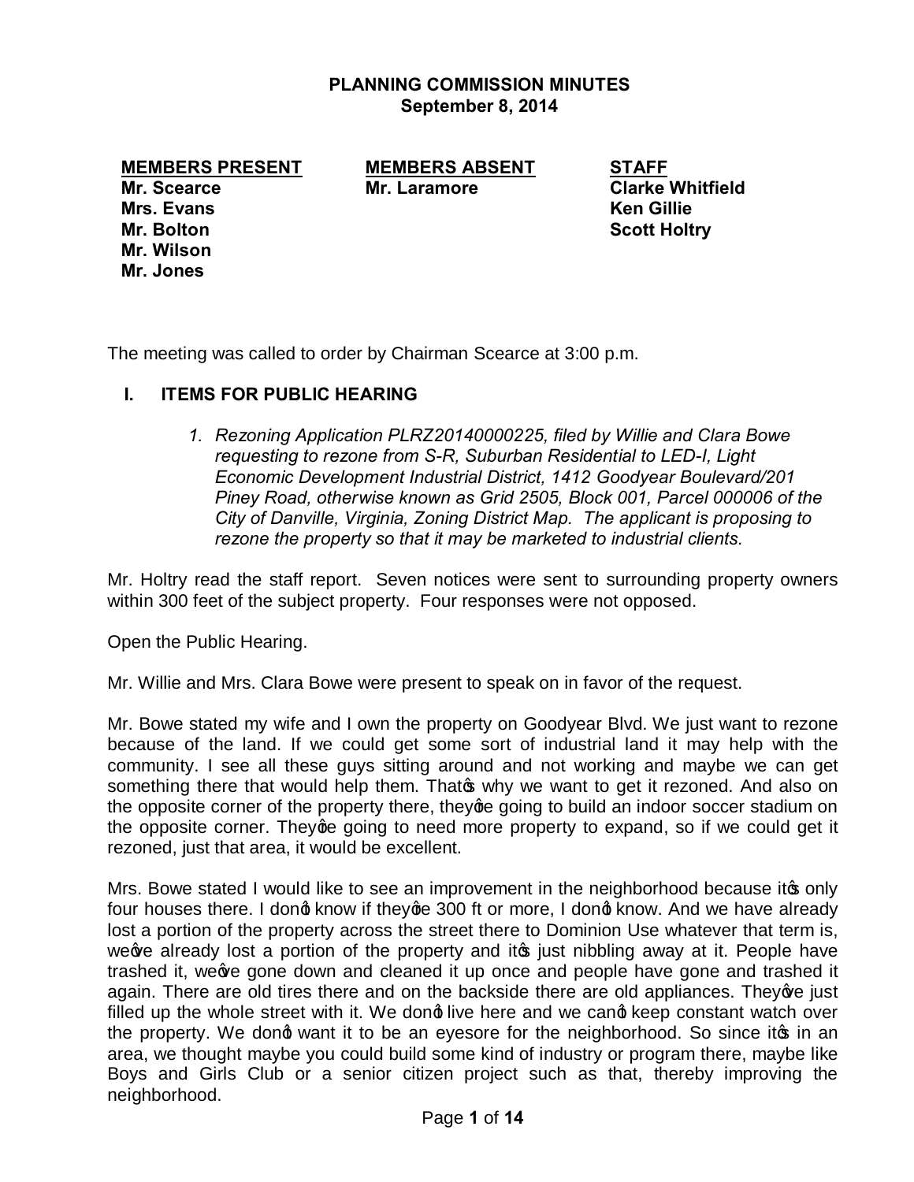**PLANNING COMMISSION MINUTES**
**September 8, 2014**

| MEMBERS PRESENT | MEMBERS ABSENT | STAFF |
|---|---|---|
| Mr. Scearce | Mr. Laramore | Clarke Whitfield |
| Mrs. Evans | | Ken Gillie |
| Mr. Bolton | | Scott Holtry |
| Mr. Wilson | | |
| Mr. Jones | | |

The meeting was called to order by Chairman Scearce at 3:00 p.m.

## I. ITEMS FOR PUBLIC HEARING

1. *Rezoning Application PLRZ20140000225, filed by Willie and Clara Bowe requesting to rezone from S-R, Suburban Residential to LED-I, Light Economic Development Industrial District, 1412 Goodyear Boulevard/201 Piney Road, otherwise known as Grid 2505, Block 001, Parcel 000006 of the City of Danville, Virginia, Zoning District Map. The applicant is proposing to rezone the property so that it may be marketed to industrial clients.*

Mr. Holtry read the staff report. Seven notices were sent to surrounding property owners within 300 feet of the subject property. Four responses were not opposed.

Open the Public Hearing.

Mr. Willie and Mrs. Clara Bowe were present to speak on in favor of the request.

Mr. Bowe stated my wife and I own the property on Goodyear Blvd. We just want to rezone because of the land. If we could get some sort of industrial land it may help with the community. I see all these guys sitting around and not working and maybe we can get something there that would help them. That's why we want to get it rezoned. And also on the opposite corner of the property there, they're going to build an indoor soccer stadium on the opposite corner. They're going to need more property to expand, so if we could get it rezoned, just that area, it would be excellent.

Mrs. Bowe stated I would like to see an improvement in the neighborhood because it's only four houses there. I don't know if they're 300 ft or more, I don't know. And we have already lost a portion of the property across the street there to Dominion Use whatever that term is, we've already lost a portion of the property and it's just nibbling away at it. People have trashed it, we've gone down and cleaned it up once and people have gone and trashed it again. There are old tires there and on the backside there are old appliances. They've just filled up the whole street with it. We don't live here and we can't keep constant watch over the property. We don't want it to be an eyesore for the neighborhood. So since it's in an area, we thought maybe you could build some kind of industry or program there, maybe like Boys and Girls Club or a senior citizen project such as that, thereby improving the neighborhood.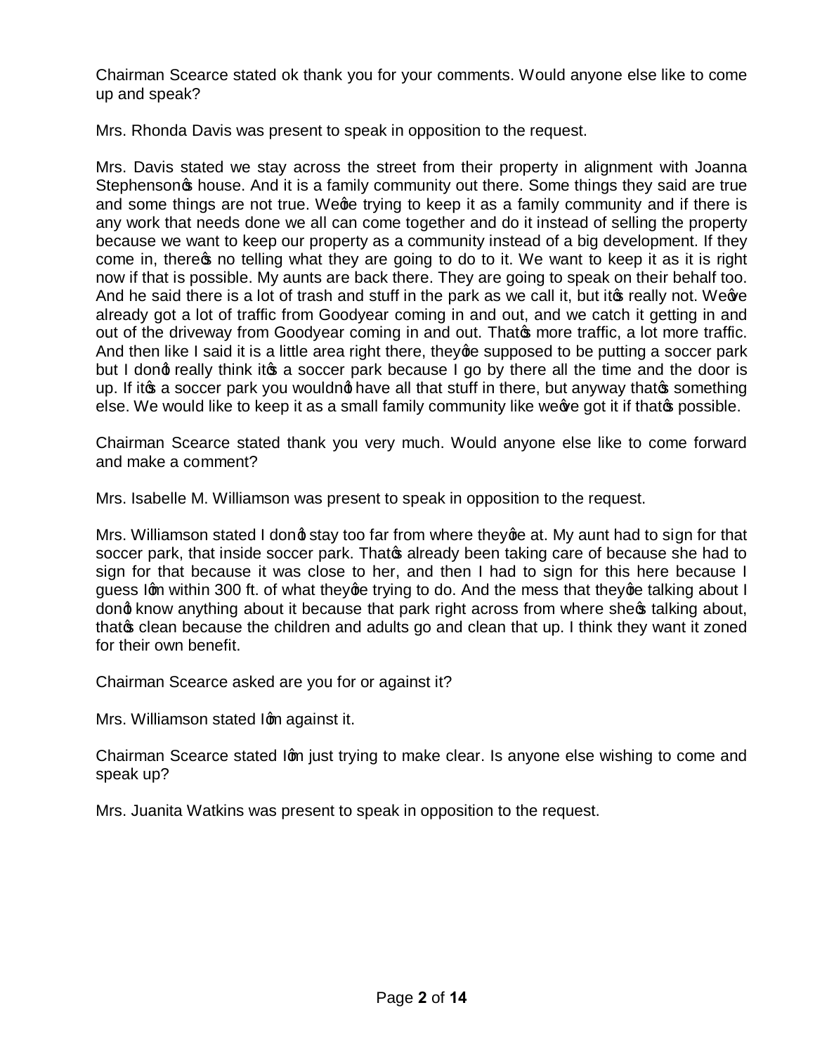Chairman Scearce stated ok thank you for your comments. Would anyone else like to come up and speak?

Mrs. Rhonda Davis was present to speak in opposition to the request.

Mrs. Davis stated we stay across the street from their property in alignment with Joanna Stephenson's house. And it is a family community out there. Some things they said are true and some things are not true. We're trying to keep it as a family community and if there is any work that needs done we all can come together and do it instead of selling the property because we want to keep our property as a community instead of a big development. If they come in, there's no telling what they are going to do to it. We want to keep it as it is right now if that is possible. My aunts are back there. They are going to speak on their behalf too. And he said there is a lot of trash and stuff in the park as we call it, but it's really not. We've already got a lot of traffic from Goodyear coming in and out, and we catch it getting in and out of the driveway from Goodyear coming in and out. That's more traffic, a lot more traffic. And then like I said it is a little area right there, they're supposed to be putting a soccer park but I don't really think it's a soccer park because I go by there all the time and the door is up. If it's a soccer park you wouldn't have all that stuff in there, but anyway that's something else. We would like to keep it as a small family community like we've got it if that's possible.

Chairman Scearce stated thank you very much. Would anyone else like to come forward and make a comment?

Mrs. Isabelle M. Williamson was present to speak in opposition to the request.

Mrs. Williamson stated I don't stay too far from where they're at. My aunt had to sign for that soccer park, that inside soccer park. That's already been taking care of because she had to sign for that because it was close to her, and then I had to sign for this here because I guess I'm within 300 ft. of what they're trying to do. And the mess that they're talking about I don't know anything about it because that park right across from where she's talking about, that's clean because the children and adults go and clean that up. I think they want it zoned for their own benefit.

Chairman Scearce asked are you for or against it?

Mrs. Williamson stated I'm against it.

Chairman Scearce stated I'm just trying to make clear. Is anyone else wishing to come and speak up?

Mrs. Juanita Watkins was present to speak in opposition to the request.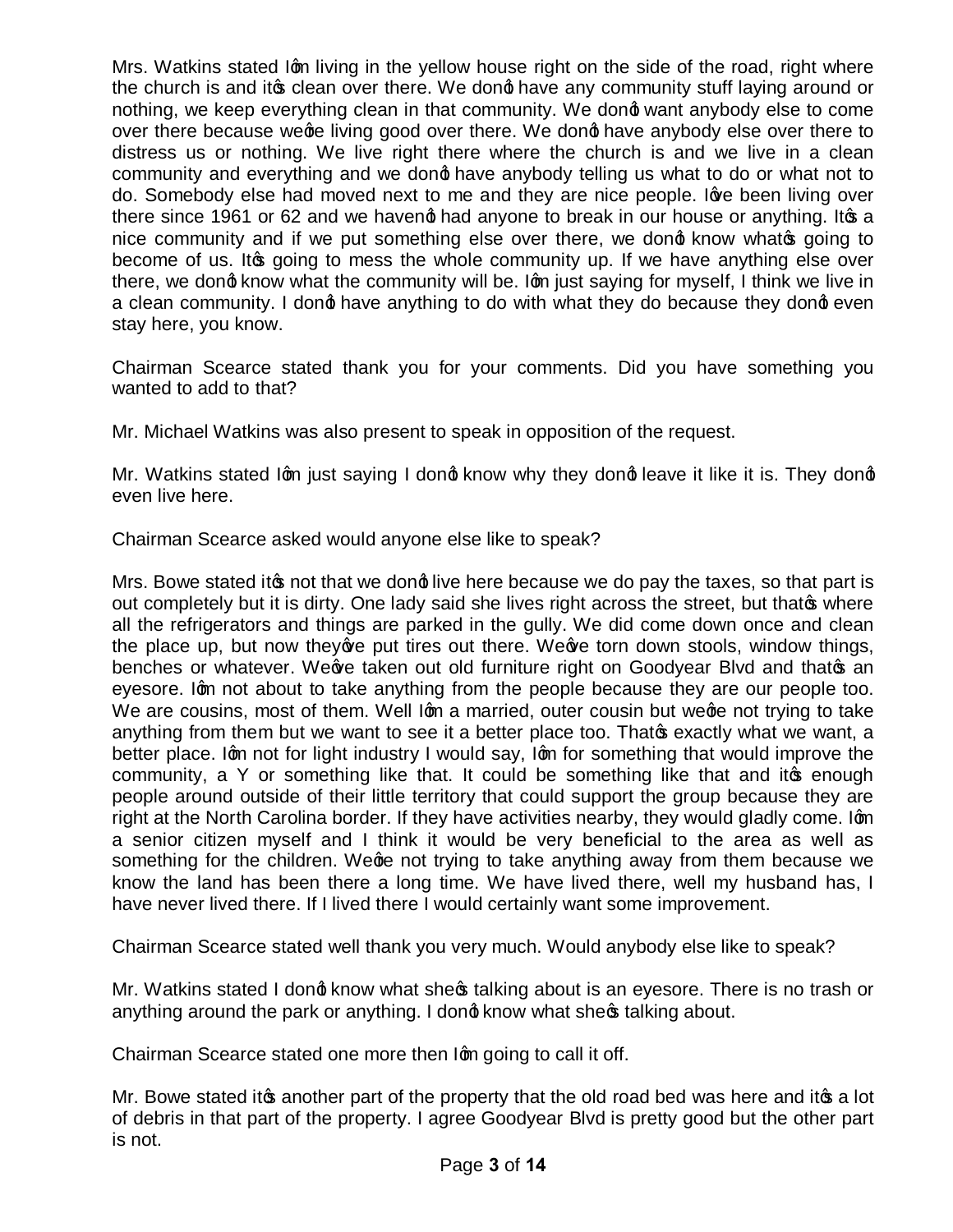Mrs. Watkins stated I'm living in the yellow house right on the side of the road, right where the church is and it's clean over there. We don't have any community stuff laying around or nothing, we keep everything clean in that community. We don't want anybody else to come over there because we're living good over there. We don't have anybody else over there to distress us or nothing. We live right there where the church is and we live in a clean community and everything and we don't have anybody telling us what to do or what not to do. Somebody else had moved next to me and they are nice people. I've been living over there since 1961 or 62 and we haven't had anyone to break in our house or anything. It's a nice community and if we put something else over there, we don't know what's going to become of us. It's going to mess the whole community up. If we have anything else over there, we don't know what the community will be. I'm just saying for myself, I think we live in a clean community. I don't have anything to do with what they do because they don't even stay here, you know.

Chairman Scearce stated thank you for your comments. Did you have something you wanted to add to that?

Mr. Michael Watkins was also present to speak in opposition of the request.

Mr. Watkins stated I'm just saying I don't know why they don't leave it like it is. They don't even live here.

Chairman Scearce asked would anyone else like to speak?

Mrs. Bowe stated it's not that we don't live here because we do pay the taxes, so that part is out completely but it is dirty. One lady said she lives right across the street, but that's where all the refrigerators and things are parked in the gully. We did come down once and clean the place up, but now they've put tires out there. We've torn down stools, window things, benches or whatever. We've taken out old furniture right on Goodyear Blvd and that's an eyesore. I'm not about to take anything from the people because they are our people too. We are cousins, most of them. Well I'm a married, outer cousin but we're not trying to take anything from them but we want to see it a better place too. That's exactly what we want, a better place. I'm not for light industry I would say, I'm for something that would improve the community, a Y or something like that. It could be something like that and it's enough people around outside of their little territory that could support the group because they are right at the North Carolina border. If they have activities nearby, they would gladly come. I'm a senior citizen myself and I think it would be very beneficial to the area as well as something for the children. We're not trying to take anything away from them because we know the land has been there a long time. We have lived there, well my husband has, I have never lived there. If I lived there I would certainly want some improvement.

Chairman Scearce stated well thank you very much. Would anybody else like to speak?

Mr. Watkins stated I don't know what she's talking about is an eyesore. There is no trash or anything around the park or anything. I don't know what she's talking about.

Chairman Scearce stated one more then I'm going to call it off.

Mr. Bowe stated it's another part of the property that the old road bed was here and it's a lot of debris in that part of the property. I agree Goodyear Blvd is pretty good but the other part is not.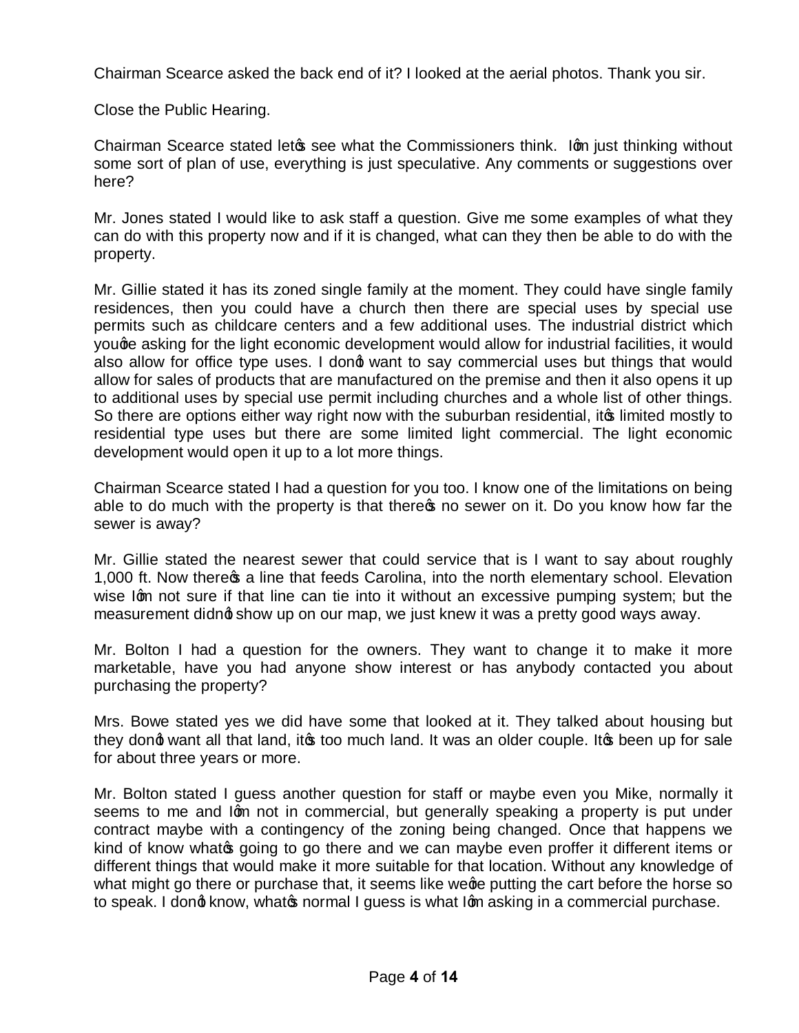Chairman Scearce asked the back end of it? I looked at the aerial photos. Thank you sir.

Close the Public Hearing.

Chairman Scearce stated letœ see what the Commissioners think. Iœ just thinking without some sort of plan of use, everything is just speculative. Any comments or suggestions over here?

Mr. Jones stated I would like to ask staff a question. Give me some examples of what they can do with this property now and if it is changed, what can they then be able to do with the property.

Mr. Gillie stated it has its zoned single family at the moment. They could have single family residences, then you could have a church then there are special uses by special use permits such as childcare centers and a few additional uses. The industrial district which youœe asking for the light economic development would allow for industrial facilities, it would also allow for office type uses. I donœ want to say commercial uses but things that would allow for sales of products that are manufactured on the premise and then it also opens it up to additional uses by special use permit including churches and a whole list of other things. So there are options either way right now with the suburban residential, itœ limited mostly to residential type uses but there are some limited light commercial. The light economic development would open it up to a lot more things.

Chairman Scearce stated I had a question for you too. I know one of the limitations on being able to do much with the property is that thereœ no sewer on it. Do you know how far the sewer is away?

Mr. Gillie stated the nearest sewer that could service that is I want to say about roughly 1,000 ft. Now thereœ a line that feeds Carolina, into the north elementary school. Elevation wise Iœ not sure if that line can tie into it without an excessive pumping system; but the measurement didnœ show up on our map, we just knew it was a pretty good ways away.

Mr. Bolton I had a question for the owners. They want to change it to make it more marketable, have you had anyone show interest or has anybody contacted you about purchasing the property?

Mrs. Bowe stated yes we did have some that looked at it. They talked about housing but they donœ want all that land, itœ too much land. It was an older couple. Itœ been up for sale for about three years or more.

Mr. Bolton stated I guess another question for staff or maybe even you Mike, normally it seems to me and Iœ not in commercial, but generally speaking a property is put under contract maybe with a contingency of the zoning being changed. Once that happens we kind of know whatœ going to go there and we can maybe even proffer it different items or different things that would make it more suitable for that location. Without any knowledge of what might go there or purchase that, it seems like weœe putting the cart before the horse so to speak. I donœ know, whatœ normal I guess is what Iœ asking in a commercial purchase.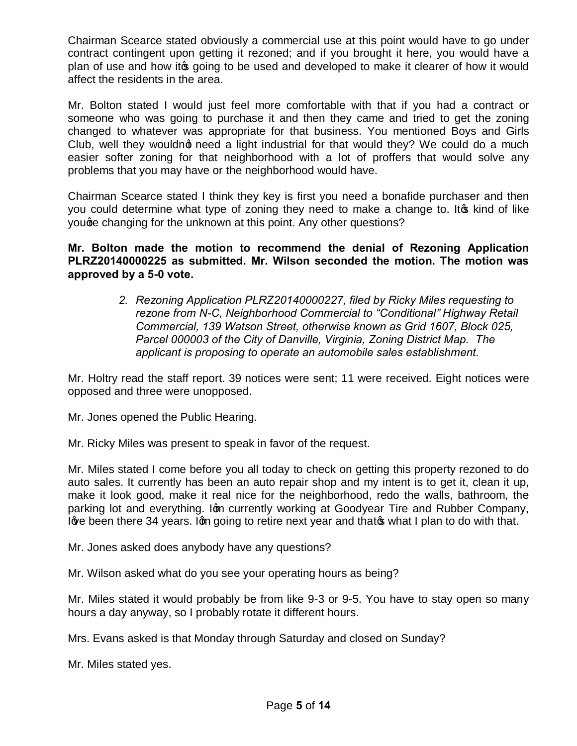Chairman Scearce stated obviously a commercial use at this point would have to go under contract contingent upon getting it rezoned; and if you brought it here, you would have a plan of use and how it's going to be used and developed to make it clearer of how it would affect the residents in the area.

Mr. Bolton stated I would just feel more comfortable with that if you had a contract or someone who was going to purchase it and then they came and tried to get the zoning changed to whatever was appropriate for that business. You mentioned Boys and Girls Club, well they wouldn't need a light industrial for that would they? We could do a much easier softer zoning for that neighborhood with a lot of proffers that would solve any problems that you may have or the neighborhood would have.

Chairman Scearce stated I think they key is first you need a bonafide purchaser and then you could determine what type of zoning they need to make a change to. It's kind of like you're changing for the unknown at this point. Any other questions?

**Mr. Bolton made the motion to recommend the denial of Rezoning Application PLRZ20140000225 as submitted. Mr. Wilson seconded the motion. The motion was approved by a 5-0 vote.**

> 2. *Rezoning Application PLRZ20140000227, filed by Ricky Miles requesting to rezone from N-C, Neighborhood Commercial to "Conditional" Highway Retail Commercial, 139 Watson Street, otherwise known as Grid 1607, Block 025, Parcel 000003 of the City of Danville, Virginia, Zoning District Map. The applicant is proposing to operate an automobile sales establishment.*

Mr. Holtry read the staff report. 39 notices were sent; 11 were received. Eight notices were opposed and three were unopposed.

Mr. Jones opened the Public Hearing.

Mr. Ricky Miles was present to speak in favor of the request.

Mr. Miles stated I come before you all today to check on getting this property rezoned to do auto sales. It currently has been an auto repair shop and my intent is to get it, clean it up, make it look good, make it real nice for the neighborhood, redo the walls, bathroom, the parking lot and everything. I'm currently working at Goodyear Tire and Rubber Company, I've been there 34 years. I'm going to retire next year and that's what I plan to do with that.

Mr. Jones asked does anybody have any questions?

Mr. Wilson asked what do you see your operating hours as being?

Mr. Miles stated it would probably be from like 9-3 or 9-5. You have to stay open so many hours a day anyway, so I probably rotate it different hours.

Mrs. Evans asked is that Monday through Saturday and closed on Sunday?

Mr. Miles stated yes.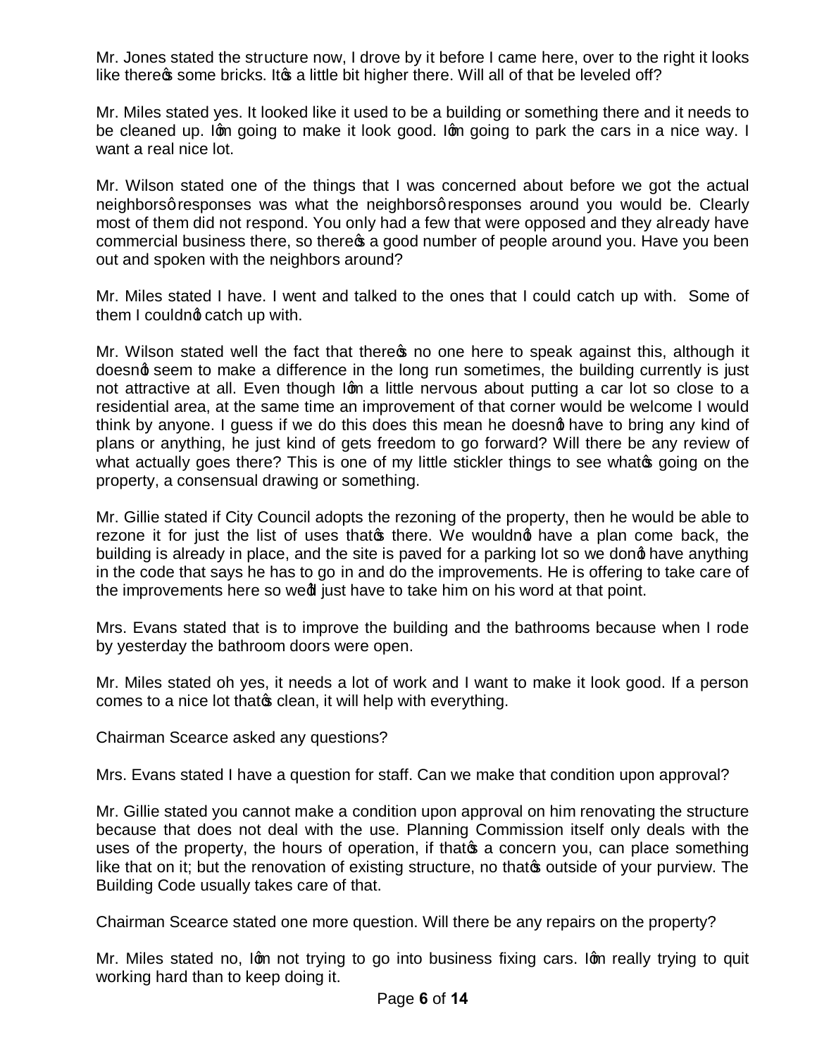Mr. Jones stated the structure now, I drove by it before I came here, over to the right it looks like there's some bricks. It's a little bit higher there. Will all of that be leveled off?

Mr. Miles stated yes. It looked like it used to be a building or something there and it needs to be cleaned up. I'm going to make it look good. I'm going to park the cars in a nice way. I want a real nice lot.

Mr. Wilson stated one of the things that I was concerned about before we got the actual neighbors' responses was what the neighbors' responses around you would be. Clearly most of them did not respond. You only had a few that were opposed and they already have commercial business there, so there's a good number of people around you. Have you been out and spoken with the neighbors around?

Mr. Miles stated I have. I went and talked to the ones that I could catch up with. Some of them I couldn't catch up with.

Mr. Wilson stated well the fact that there's no one here to speak against this, although it doesn't seem to make a difference in the long run sometimes, the building currently is just not attractive at all. Even though I'm a little nervous about putting a car lot so close to a residential area, at the same time an improvement of that corner would be welcome I would think by anyone. I guess if we do this does this mean he doesn't have to bring any kind of plans or anything, he just kind of gets freedom to go forward? Will there be any review of what actually goes there? This is one of my little stickler things to see what's going on the property, a consensual drawing or something.

Mr. Gillie stated if City Council adopts the rezoning of the property, then he would be able to rezone it for just the list of uses that's there. We wouldn't have a plan come back, the building is already in place, and the site is paved for a parking lot so we don't have anything in the code that says he has to go in and do the improvements. He is offering to take care of the improvements here so we'd just have to take him on his word at that point.

Mrs. Evans stated that is to improve the building and the bathrooms because when I rode by yesterday the bathroom doors were open.

Mr. Miles stated oh yes, it needs a lot of work and I want to make it look good. If a person comes to a nice lot that's clean, it will help with everything.

Chairman Scearce asked any questions?

Mrs. Evans stated I have a question for staff. Can we make that condition upon approval?

Mr. Gillie stated you cannot make a condition upon approval on him renovating the structure because that does not deal with the use. Planning Commission itself only deals with the uses of the property, the hours of operation, if that's a concern you, can place something like that on it; but the renovation of existing structure, no that's outside of your purview. The Building Code usually takes care of that.

Chairman Scearce stated one more question. Will there be any repairs on the property?

Mr. Miles stated no, I'm not trying to go into business fixing cars. I'm really trying to quit working hard than to keep doing it.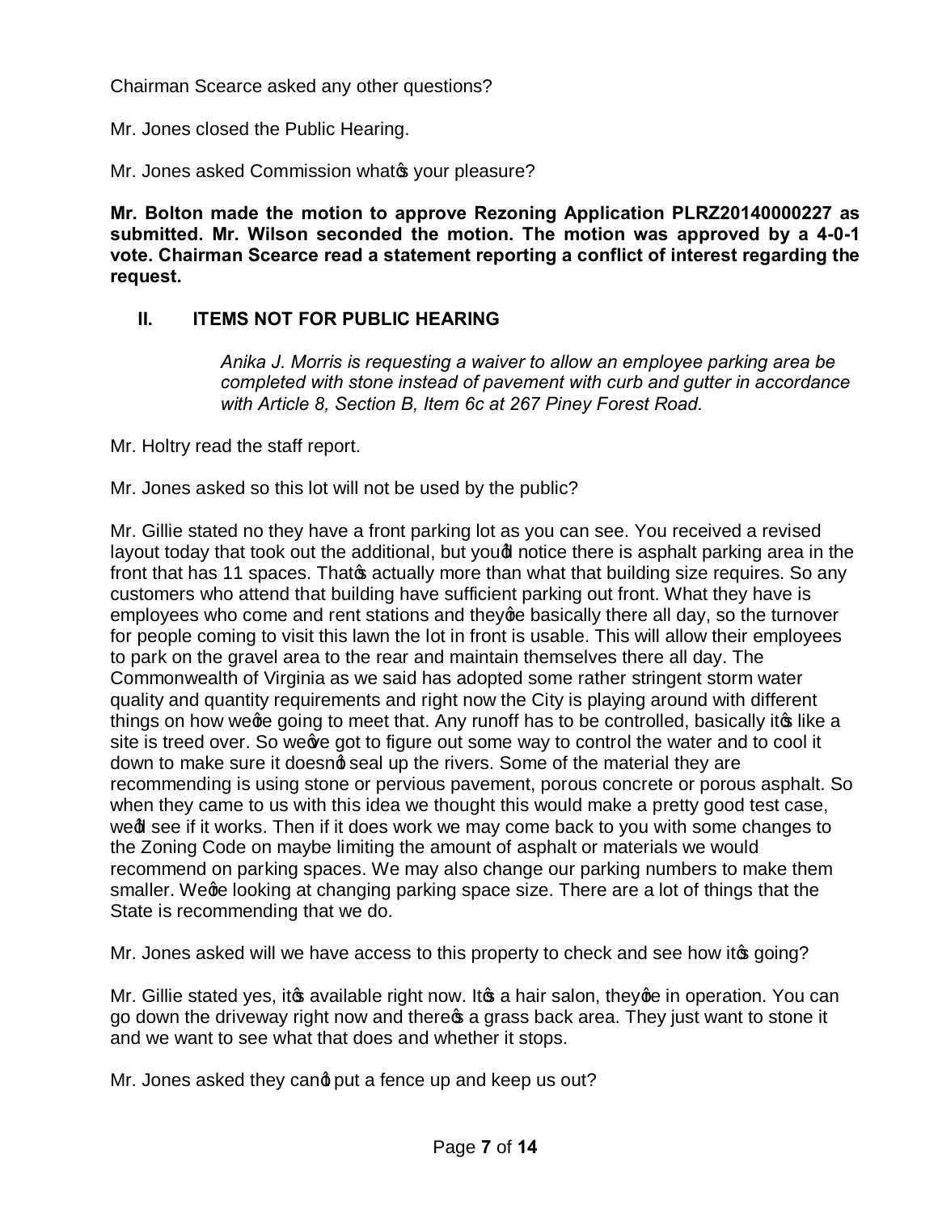Chairman Scearce asked any other questions?

Mr. Jones closed the Public Hearing.

Mr. Jones asked Commission whatӳ your pleasure?

**Mr. Bolton made the motion to approve Rezoning Application PLRZ20140000227 as submitted. Mr. Wilson seconded the motion. The motion was approved by a 4-0-1 vote. Chairman Scearce read a statement reporting a conflict of interest regarding the request.**

## II. ITEMS NOT FOR PUBLIC HEARING

*Anika J. Morris is requesting a waiver to allow an employee parking area be completed with stone instead of pavement with curb and gutter in accordance with Article 8, Section B, Item 6c at 267 Piney Forest Road.*

Mr. Holtry read the staff report.

Mr. Jones asked so this lot will not be used by the public?

Mr. Gillie stated no they have a front parking lot as you can see. You received a revised layout today that took out the additional, but youӤ notice there is asphalt parking area in the front that has 11 spaces. Thatӳ actually more than what that building size requires. So any customers who attend that building have sufficient parking out front. What they have is employees who come and rent stations and theyӲe basically there all day, so the turnover for people coming to visit this lawn the lot in front is usable. This will allow their employees to park on the gravel area to the rear and maintain themselves there all day. The Commonwealth of Virginia as we said has adopted some rather stringent storm water quality and quantity requirements and right now the City is playing around with different things on how weӲe going to meet that. Any runoff has to be controlled, basically itӳ like a site is treed over. So weӶe got to figure out some way to control the water and to cool it down to make sure it doesnӴ seal up the rivers. Some of the material they are recommending is using stone or pervious pavement, porous concrete or porous asphalt. So when they came to us with this idea we thought this would make a pretty good test case, weӤ see if it works. Then if it does work we may come back to you with some changes to the Zoning Code on maybe limiting the amount of asphalt or materials we would recommend on parking spaces. We may also change our parking numbers to make them smaller. WeӲe looking at changing parking space size. There are a lot of things that the State is recommending that we do.

Mr. Jones asked will we have access to this property to check and see how itӳ going?

Mr. Gillie stated yes, itӳ available right now. Itӳ a hair salon, theyӲe in operation. You can go down the driveway right now and thereӳ a grass back area. They just want to stone it and we want to see what that does and whether it stops.

Mr. Jones asked they canӴ put a fence up and keep us out?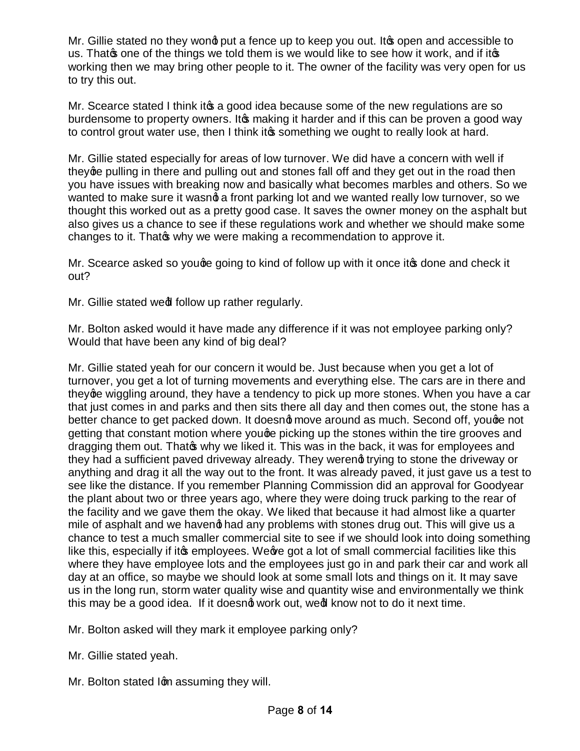Mr. Gillie stated no they wonøt put a fence up to keep you out. Itøs open and accessible to us. Thatøs one of the things we told them is we would like to see how it work, and if itøs working then we may bring other people to it. The owner of the facility was very open for us to try this out.

Mr. Scearce stated I think itøs a good idea because some of the new regulations are so burdensome to property owners. Itøs making it harder and if this can be proven a good way to control grout water use, then I think itøs something we ought to really look at hard.

Mr. Gillie stated especially for areas of low turnover. We did have a concern with well if theyøre pulling in there and pulling out and stones fall off and they get out in the road then you have issues with breaking now and basically what becomes marbles and others. So we wanted to make sure it wasnøt a front parking lot and we wanted really low turnover, so we thought this worked out as a pretty good case. It saves the owner money on the asphalt but also gives us a chance to see if these regulations work and whether we should make some changes to it. Thatøs why we were making a recommendation to approve it.

Mr. Scearce asked so youøre going to kind of follow up with it once itøs done and check it out?

Mr. Gillie stated weød follow up rather regularly.

Mr. Bolton asked would it have made any difference if it was not employee parking only? Would that have been any kind of big deal?

Mr. Gillie stated yeah for our concern it would be. Just because when you get a lot of turnover, you get a lot of turning movements and everything else. The cars are in there and theyøre wiggling around, they have a tendency to pick up more stones. When you have a car that just comes in and parks and then sits there all day and then comes out, the stone has a better chance to get packed down. It doesnøt move around as much. Second off, youøre not getting that constant motion where youøre picking up the stones within the tire grooves and dragging them out. Thatøs why we liked it. This was in the back, it was for employees and they had a sufficient paved driveway already. They werenøt trying to stone the driveway or anything and drag it all the way out to the front. It was already paved, it just gave us a test to see like the distance. If you remember Planning Commission did an approval for Goodyear the plant about two or three years ago, where they were doing truck parking to the rear of the facility and we gave them the okay. We liked that because it had almost like a quarter mile of asphalt and we havenøt had any problems with stones drug out. This will give us a chance to test a much smaller commercial site to see if we should look into doing something like this, especially if itøs employees. Weøve got a lot of small commercial facilities like this where they have employee lots and the employees just go in and park their car and work all day at an office, so maybe we should look at some small lots and things on it. It may save us in the long run, storm water quality wise and quantity wise and environmentally we think this may be a good idea. If it doesnøt work out, weød know not to do it next time.

Mr. Bolton asked will they mark it employee parking only?

Mr. Gillie stated yeah.

Mr. Bolton stated Iøm assuming they will.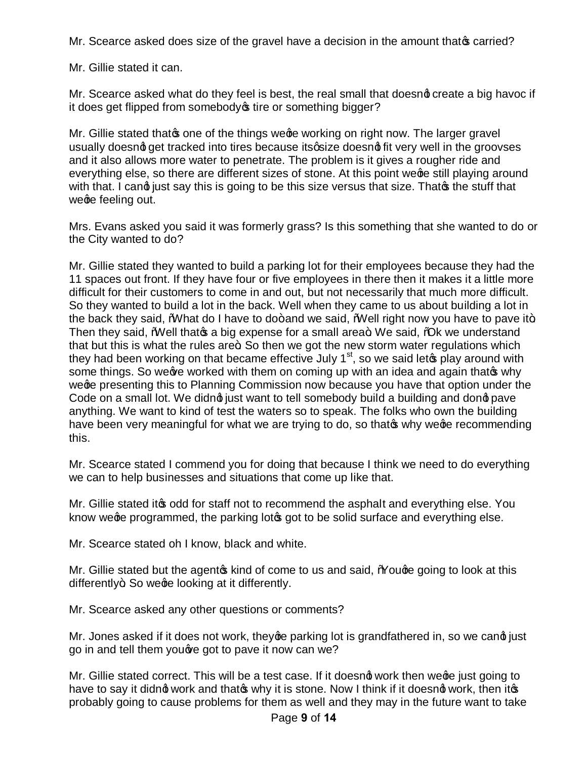Mr. Scearce asked does size of the gravel have a decision in the amount that's carried?

Mr. Gillie stated it can.

Mr. Scearce asked what do they feel is best, the real small that doesn't create a big havoc if it does get flipped from somebody's tire or something bigger?

Mr. Gillie stated that's one of the things we're working on right now. The larger gravel usually doesn't get tracked into tires because its size doesn't fit very well in the groovses and it also allows more water to penetrate. The problem is it gives a rougher ride and everything else, so there are different sizes of stone. At this point we're still playing around with that. I can't just say this is going to be this size versus that size. That's the stuff that we're feeling out.

Mrs. Evans asked you said it was formerly grass? Is this something that she wanted to do or the City wanted to do?

Mr. Gillie stated they wanted to build a parking lot for their employees because they had the 11 spaces out front. If they have four or five employees in there then it makes it a little more difficult for their customers to come in and out, but not necessarily that much more difficult. So they wanted to build a lot in the back. Well when they came to us about building a lot in the back they said, "What do I have to do" and we said, "Well right now you have to pave it". Then they said, "Well that's a big expense for a small area". We said, "Ok we understand that but this is what the rules are". So then we got the new storm water regulations which they had been working on that became effective July 1st, so we said let's play around with some things. So we've worked with them on coming up with an idea and again that's why we're presenting this to Planning Commission now because you have that option under the Code on a small lot. We didn't just want to tell somebody build a building and don't pave anything. We want to kind of test the waters so to speak. The folks who own the building have been very meaningful for what we are trying to do, so that's why we're recommending this.

Mr. Scearce stated I commend you for doing that because I think we need to do everything we can to help businesses and situations that come up like that.

Mr. Gillie stated it's odd for staff not to recommend the asphalt and everything else. You know we're programmed, the parking lot's got to be solid surface and everything else.

Mr. Scearce stated oh I know, black and white.

Mr. Gillie stated but the agent's kind of come to us and said, "You're going to look at this differently". So we're looking at it differently.

Mr. Scearce asked any other questions or comments?

Mr. Jones asked if it does not work, they're parking lot is grandfathered in, so we can't just go in and tell them you've got to pave it now can we?

Mr. Gillie stated correct. This will be a test case. If it doesn't work then we're just going to have to say it didn't work and that's why it is stone. Now I think if it doesn't work, then it's probably going to cause problems for them as well and they may in the future want to take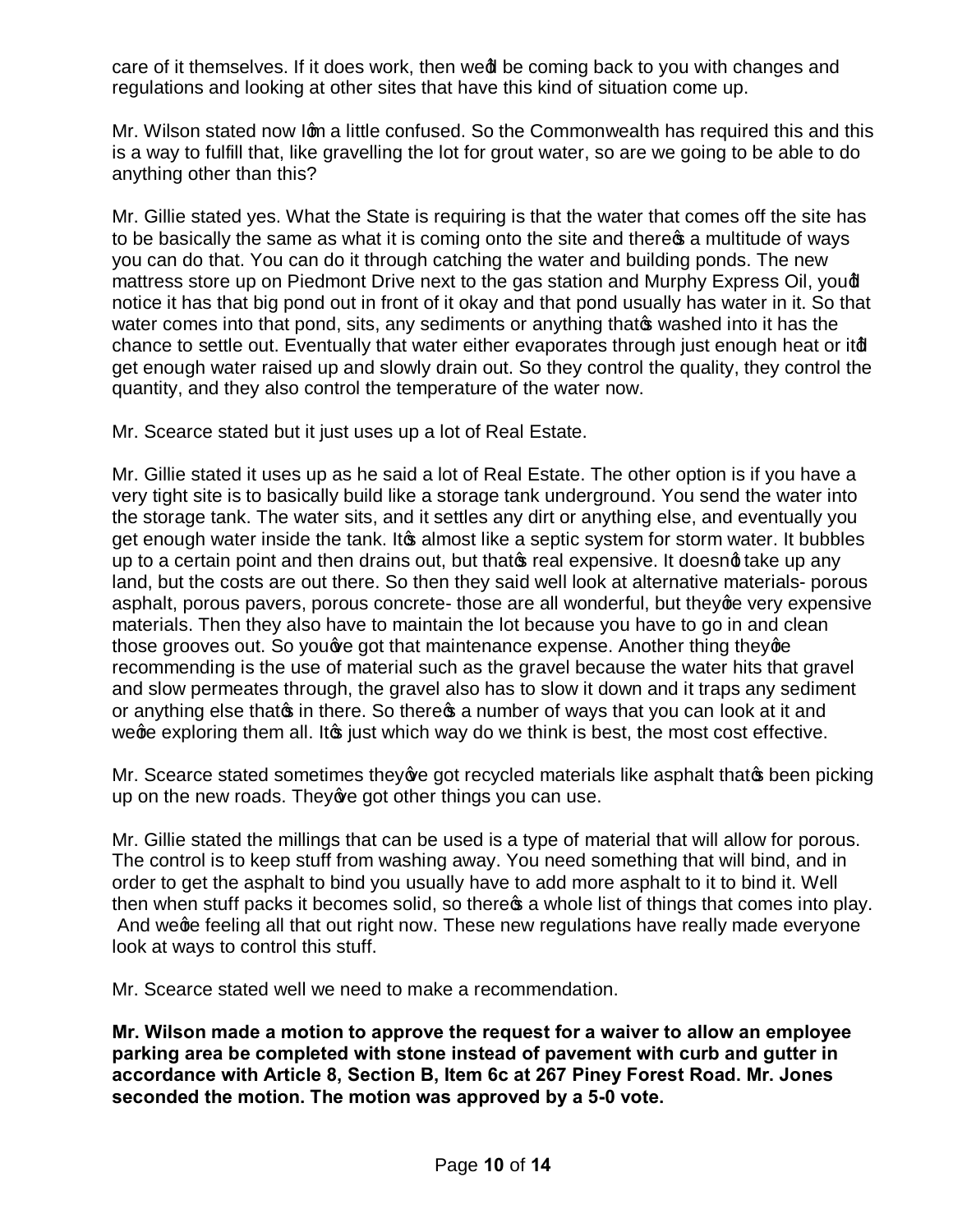care of it themselves. If it does work, then we'd be coming back to you with changes and regulations and looking at other sites that have this kind of situation come up.

Mr. Wilson stated now I'm a little confused. So the Commonwealth has required this and this is a way to fulfill that, like gravelling the lot for grout water, so are we going to be able to do anything other than this?

Mr. Gillie stated yes. What the State is requiring is that the water that comes off the site has to be basically the same as what it is coming onto the site and there's a multitude of ways you can do that. You can do it through catching the water and building ponds. The new mattress store up on Piedmont Drive next to the gas station and Murphy Express Oil, you'd notice it has that big pond out in front of it okay and that pond usually has water in it. So that water comes into that pond, sits, any sediments or anything that's washed into it has the chance to settle out. Eventually that water either evaporates through just enough heat or it'll get enough water raised up and slowly drain out. So they control the quality, they control the quantity, and they also control the temperature of the water now.

Mr. Scearce stated but it just uses up a lot of Real Estate.

Mr. Gillie stated it uses up as he said a lot of Real Estate. The other option is if you have a very tight site is to basically build like a storage tank underground. You send the water into the storage tank. The water sits, and it settles any dirt or anything else, and eventually you get enough water inside the tank. It's almost like a septic system for storm water. It bubbles up to a certain point and then drains out, but that's real expensive. It doesn't take up any land, but the costs are out there. So then they said well look at alternative materials- porous asphalt, porous pavers, porous concrete- those are all wonderful, but they're very expensive materials. Then they also have to maintain the lot because you have to go in and clean those grooves out. So you've got that maintenance expense. Another thing they're recommending is the use of material such as the gravel because the water hits that gravel and slow permeates through, the gravel also has to slow it down and it traps any sediment or anything else that's in there. So there's a number of ways that you can look at it and we're exploring them all. It's just which way do we think is best, the most cost effective.

Mr. Scearce stated sometimes they've got recycled materials like asphalt that's been picking up on the new roads. They've got other things you can use.

Mr. Gillie stated the millings that can be used is a type of material that will allow for porous. The control is to keep stuff from washing away. You need something that will bind, and in order to get the asphalt to bind you usually have to add more asphalt to it to bind it. Well then when stuff packs it becomes solid, so there's a whole list of things that comes into play. And we're feeling all that out right now. These new regulations have really made everyone look at ways to control this stuff.

Mr. Scearce stated well we need to make a recommendation.

**Mr. Wilson made a motion to approve the request for a waiver to allow an employee parking area be completed with stone instead of pavement with curb and gutter in accordance with Article 8, Section B, Item 6c at 267 Piney Forest Road. Mr. Jones seconded the motion. The motion was approved by a 5-0 vote.**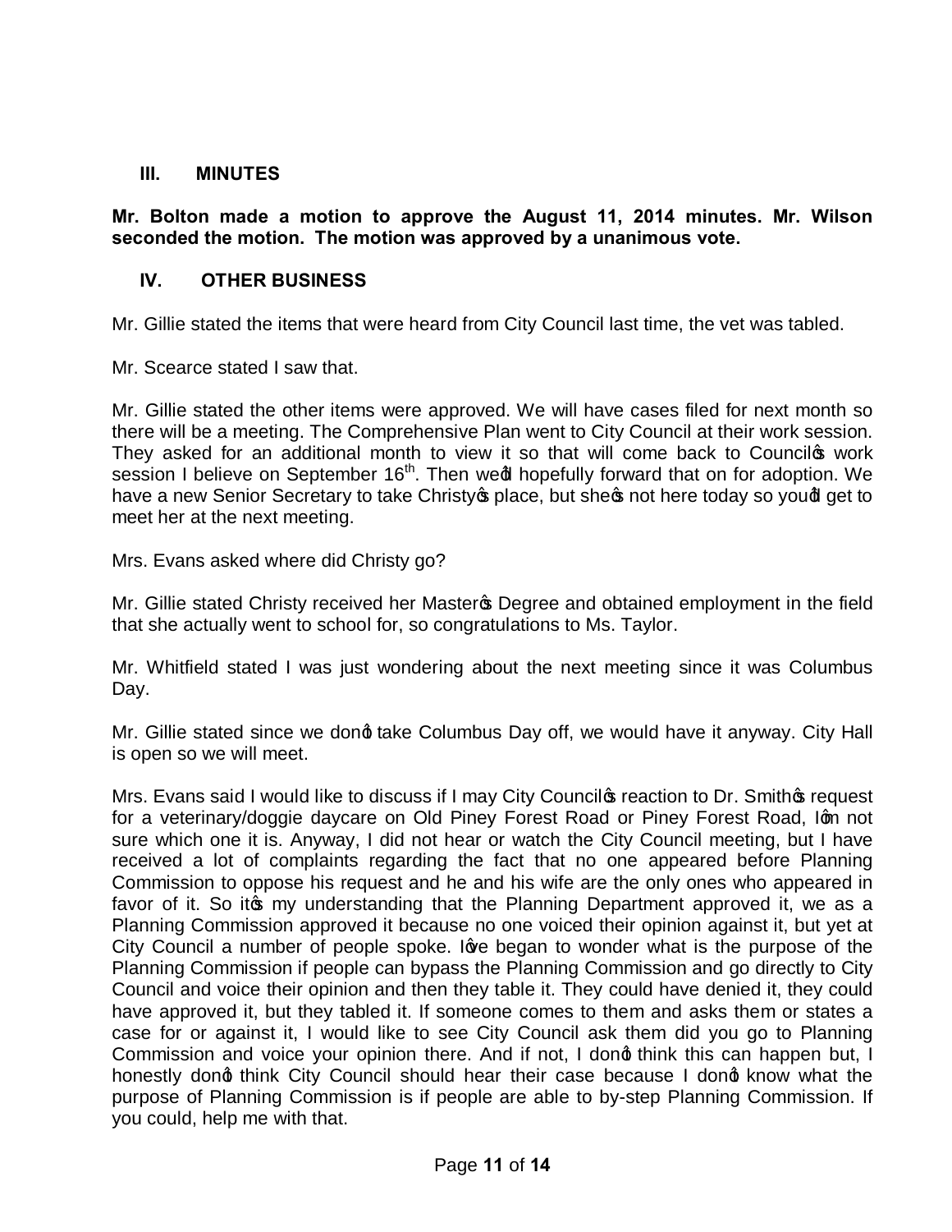## III. MINUTES

**Mr. Bolton made a motion to approve the August 11, 2014 minutes. Mr. Wilson seconded the motion. The motion was approved by a unanimous vote.**

## IV. OTHER BUSINESS

Mr. Gillie stated the items that were heard from City Council last time, the vet was tabled.

Mr. Scearce stated I saw that.

Mr. Gillie stated the other items were approved. We will have cases filed for next month so there will be a meeting. The Comprehensive Plan went to City Council at their work session. They asked for an additional month to view it so that will come back to Council's work session I believe on September 16th. Then we'd hopefully forward that on for adoption. We have a new Senior Secretary to take Christy's place, but she's not here today so you'd get to meet her at the next meeting.

Mrs. Evans asked where did Christy go?

Mr. Gillie stated Christy received her Master's Degree and obtained employment in the field that she actually went to school for, so congratulations to Ms. Taylor.

Mr. Whitfield stated I was just wondering about the next meeting since it was Columbus Day.

Mr. Gillie stated since we don't take Columbus Day off, we would have it anyway. City Hall is open so we will meet.

Mrs. Evans said I would like to discuss if I may City Council's reaction to Dr. Smith's request for a veterinary/doggie daycare on Old Piney Forest Road or Piney Forest Road, I'm not sure which one it is. Anyway, I did not hear or watch the City Council meeting, but I have received a lot of complaints regarding the fact that no one appeared before Planning Commission to oppose his request and he and his wife are the only ones who appeared in favor of it. So it's my understanding that the Planning Department approved it, we as a Planning Commission approved it because no one voiced their opinion against it, but yet at City Council a number of people spoke. I've began to wonder what is the purpose of the Planning Commission if people can bypass the Planning Commission and go directly to City Council and voice their opinion and then they table it. They could have denied it, they could have approved it, but they tabled it. If someone comes to them and asks them or states a case for or against it, I would like to see City Council ask them did you go to Planning Commission and voice your opinion there. And if not, I don't think this can happen but, I honestly don't think City Council should hear their case because I don't know what the purpose of Planning Commission is if people are able to by-step Planning Commission. If you could, help me with that.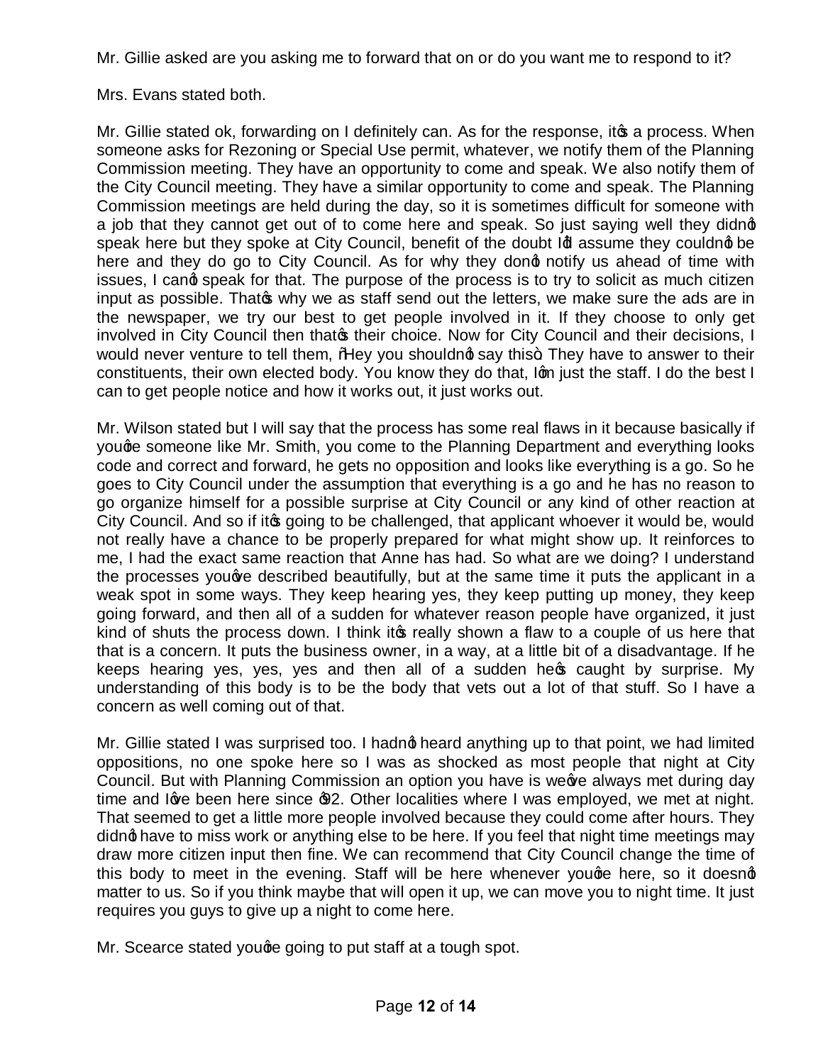Mr. Gillie asked are you asking me to forward that on or do you want me to respond to it?

Mrs. Evans stated both.

Mr. Gillie stated ok, forwarding on I definitely can. As for the response, it's a process. When someone asks for Rezoning or Special Use permit, whatever, we notify them of the Planning Commission meeting. They have an opportunity to come and speak. We also notify them of the City Council meeting. They have a similar opportunity to come and speak. The Planning Commission meetings are held during the day, so it is sometimes difficult for someone with a job that they cannot get out of to come here and speak. So just saying well they didn't speak here but they spoke at City Council, benefit of the doubt I'd assume they couldn't be here and they do go to City Council. As for why they don't notify us ahead of time with issues, I can't speak for that. The purpose of the process is to try to solicit as much citizen input as possible. That's why we as staff send out the letters, we make sure the ads are in the newspaper, we try our best to get people involved in it. If they choose to only get involved in City Council then that's their choice. Now for City Council and their decisions, I would never venture to tell them, "Hey you shouldn't say this". They have to answer to their constituents, their own elected body. You know they do that, I'm just the staff. I do the best I can to get people notice and how it works out, it just works out.

Mr. Wilson stated but I will say that the process has some real flaws in it because basically if you're someone like Mr. Smith, you come to the Planning Department and everything looks code and correct and forward, he gets no opposition and looks like everything is a go. So he goes to City Council under the assumption that everything is a go and he has no reason to go organize himself for a possible surprise at City Council or any kind of other reaction at City Council. And so if it's going to be challenged, that applicant whoever it would be, would not really have a chance to be properly prepared for what might show up. It reinforces to me, I had the exact same reaction that Anne has had. So what are we doing? I understand the processes you've described beautifully, but at the same time it puts the applicant in a weak spot in some ways. They keep hearing yes, they keep putting up money, they keep going forward, and then all of a sudden for whatever reason people have organized, it just kind of shuts the process down. I think it's really shown a flaw to a couple of us here that that is a concern. It puts the business owner, in a way, at a little bit of a disadvantage. If he keeps hearing yes, yes, yes and then all of a sudden he's caught by surprise. My understanding of this body is to be the body that vets out a lot of that stuff. So I have a concern as well coming out of that.

Mr. Gillie stated I was surprised too. I hadn't heard anything up to that point, we had limited oppositions, no one spoke here so I was as shocked as most people that night at City Council. But with Planning Commission an option you have is we've always met during day time and I've been here since '02. Other localities where I was employed, we met at night. That seemed to get a little more people involved because they could come after hours. They didn't have to miss work or anything else to be here. If you feel that night time meetings may draw more citizen input then fine. We can recommend that City Council change the time of this body to meet in the evening. Staff will be here whenever you're here, so it doesn't matter to us. So if you think maybe that will open it up, we can move you to night time. It just requires you guys to give up a night to come here.

Mr. Scearce stated you're going to put staff at a tough spot.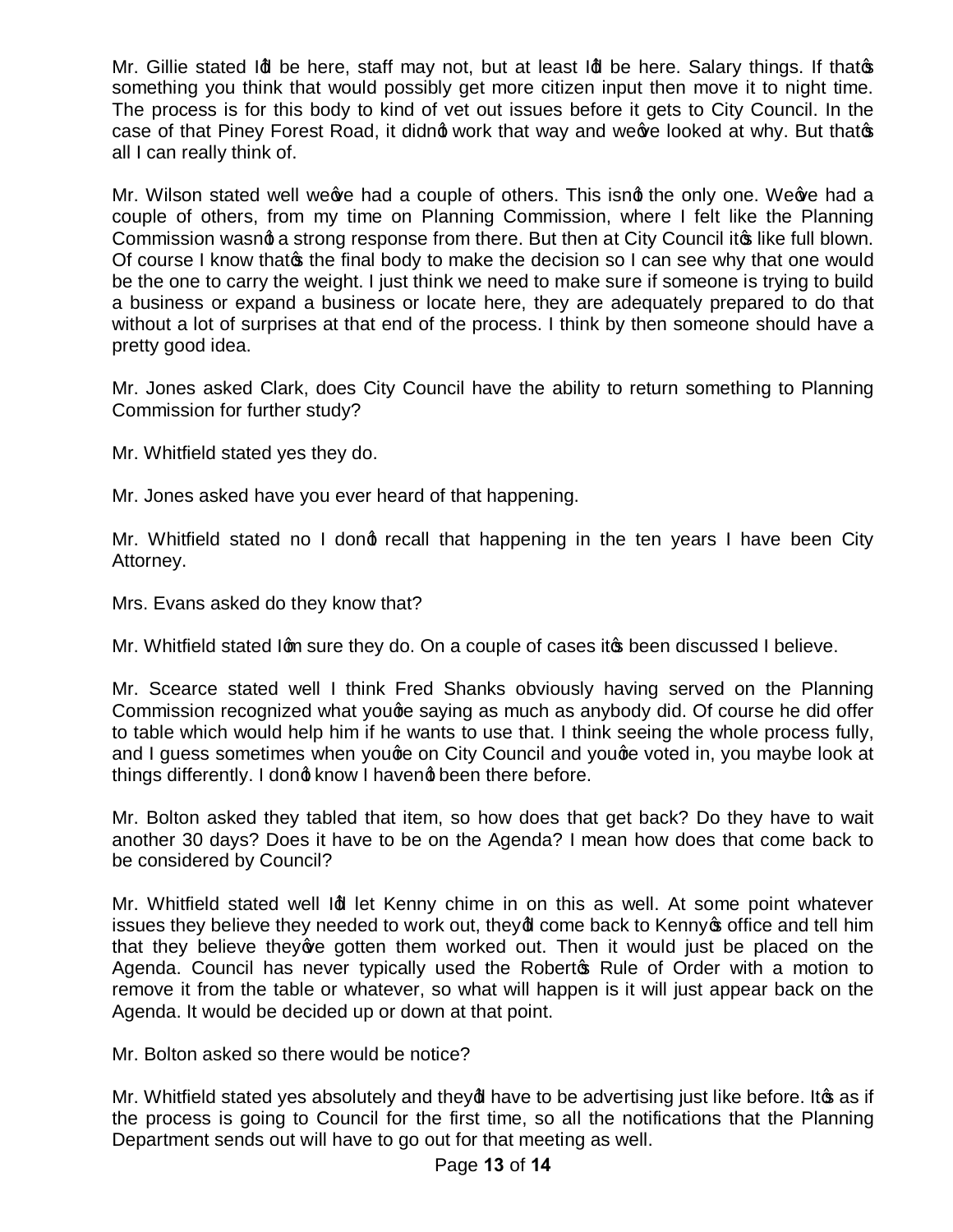Mr. Gillie stated I'd be here, staff may not, but at least I'd be here. Salary things. If that's something you think that would possibly get more citizen input then move it to night time. The process is for this body to kind of vet out issues before it gets to City Council. In the case of that Piney Forest Road, it didn't work that way and we've looked at why. But that's all I can really think of.

Mr. Wilson stated well we've had a couple of others. This isn't the only one. We've had a couple of others, from my time on Planning Commission, where I felt like the Planning Commission wasn't a strong response from there. But then at City Council it's like full blown. Of course I know that's the final body to make the decision so I can see why that one would be the one to carry the weight. I just think we need to make sure if someone is trying to build a business or expand a business or locate here, they are adequately prepared to do that without a lot of surprises at that end of the process. I think by then someone should have a pretty good idea.

Mr. Jones asked Clark, does City Council have the ability to return something to Planning Commission for further study?

Mr. Whitfield stated yes they do.

Mr. Jones asked have you ever heard of that happening.

Mr. Whitfield stated no I don't recall that happening in the ten years I have been City Attorney.

Mrs. Evans asked do they know that?

Mr. Whitfield stated I'm sure they do. On a couple of cases it's been discussed I believe.

Mr. Scearce stated well I think Fred Shanks obviously having served on the Planning Commission recognized what you're saying as much as anybody did. Of course he did offer to table which would help him if he wants to use that. I think seeing the whole process fully, and I guess sometimes when you're on City Council and you're voted in, you maybe look at things differently. I don't know I haven't been there before.

Mr. Bolton asked they tabled that item, so how does that get back? Do they have to wait another 30 days? Does it have to be on the Agenda? I mean how does that come back to be considered by Council?

Mr. Whitfield stated well I'd let Kenny chime in on this as well. At some point whatever issues they believe they needed to work out, they'd come back to Kenny's office and tell him that they believe they've gotten them worked out. Then it would just be placed on the Agenda. Council has never typically used the Robert's Rule of Order with a motion to remove it from the table or whatever, so what will happen is it will just appear back on the Agenda. It would be decided up or down at that point.

Mr. Bolton asked so there would be notice?

Mr. Whitfield stated yes absolutely and they'd have to be advertising just like before. It's as if the process is going to Council for the first time, so all the notifications that the Planning Department sends out will have to go out for that meeting as well.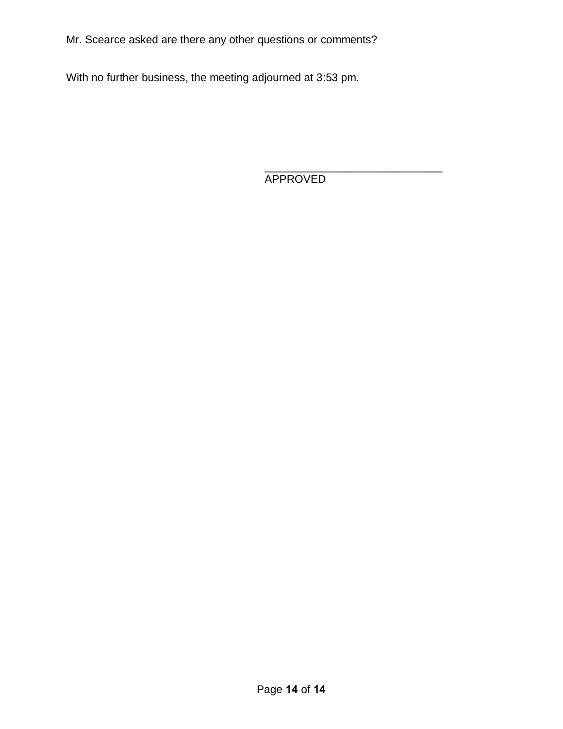Mr. Scearce asked are there any other questions or comments?

With no further business, the meeting adjourned at 3:53 pm.

______________________________
APPROVED